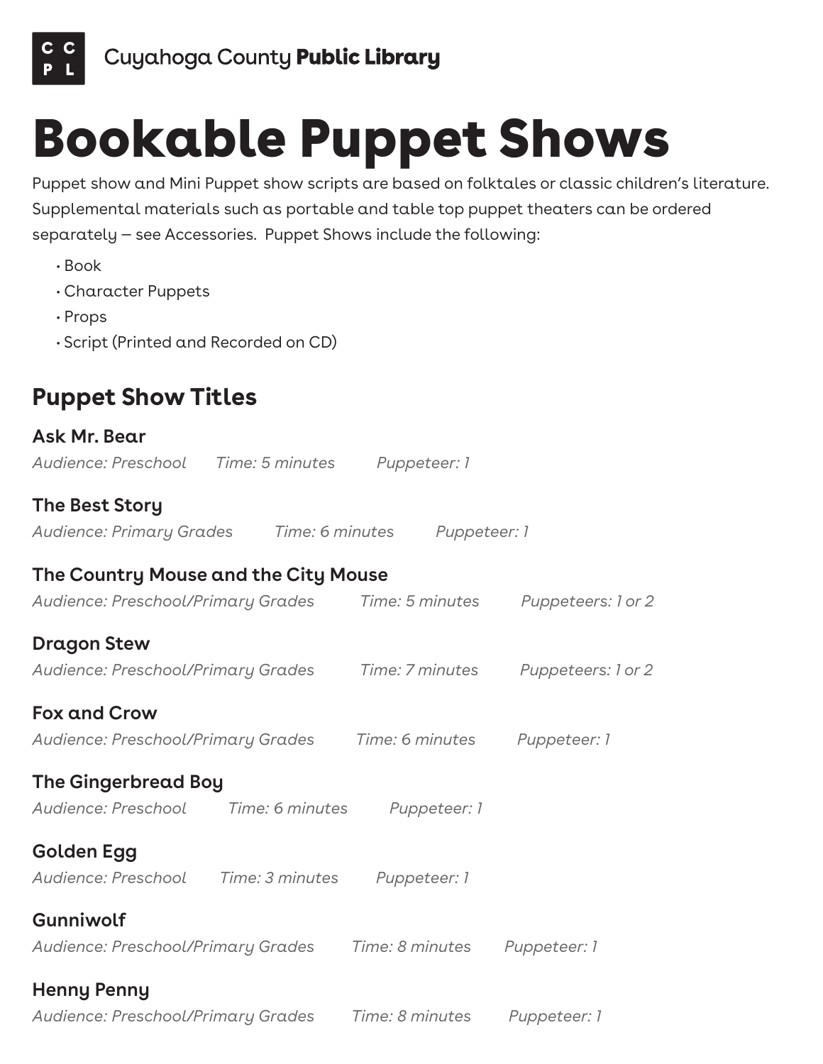Cuyahoga County **Public Library**

# Bookable Puppet Shows

Puppet show and Mini Puppet show scripts are based on folktales or classic children's literature. Supplemental materials such as portable and table top puppet theaters can be ordered separately – see Accessories. Puppet Shows include the following:

- Book
- Character Puppets
- Props
- Script (Printed and Recorded on CD)

## Puppet Show Titles

### Ask Mr. Bear

*Audience: Preschool    Time: 5 minutes    Puppeteer: 1*

### The Best Story

*Audience: Primary Grades    Time: 6 minutes    Puppeteer: 1*

### The Country Mouse and the City Mouse

*Audience: Preschool/Primary Grades    Time: 5 minutes    Puppeteers: 1 or 2*

### Dragon Stew

*Audience: Preschool/Primary Grades    Time: 7 minutes    Puppeteers: 1 or 2*

### Fox and Crow

*Audience: Preschool/Primary Grades    Time: 6 minutes    Puppeteer: 1*

### The Gingerbread Boy

*Audience: Preschool    Time: 6 minutes    Puppeteer: 1*

### Golden Egg

*Audience: Preschool    Time: 3 minutes    Puppeteer: 1*

### Gunniwolf

*Audience: Preschool/Primary Grades    Time: 8 minutes    Puppeteer: 1*

### Henny Penny

*Audience: Preschool/Primary Grades    Time: 8 minutes    Puppeteer: 1*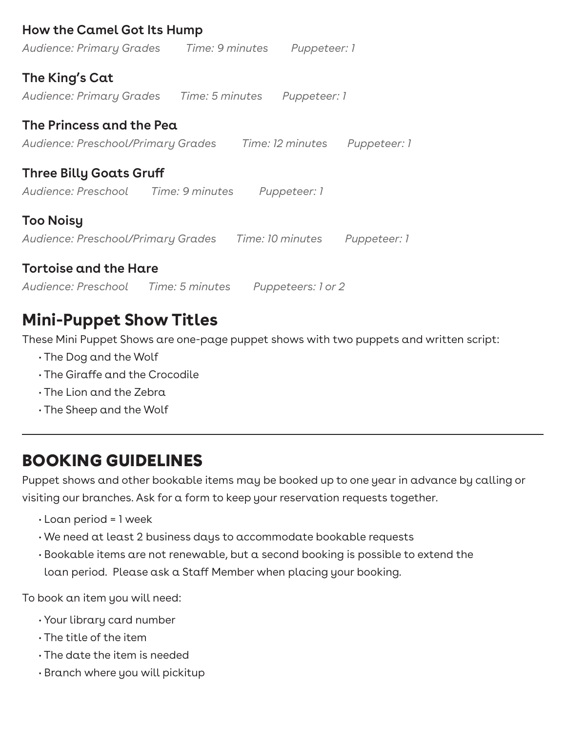### How the Camel Got Its Hump

*Audience: Primary Grades    Time: 9 minutes    Puppeteer: 1*

### The King's Cat

*Audience: Primary Grades    Time: 5 minutes    Puppeteer: 1*

### The Princess and the Pea

*Audience: Preschool/Primary Grades    Time: 12 minutes    Puppeteer: 1*

### Three Billy Goats Gruff

*Audience: Preschool    Time: 9 minutes    Puppeteer: 1*

### Too Noisy

*Audience: Preschool/Primary Grades    Time: 10 minutes    Puppeteer: 1*

### Tortoise and the Hare

*Audience: Preschool    Time: 5 minutes    Puppeteers: 1 or 2*

## Mini-Puppet Show Titles

These Mini Puppet Shows are one-page puppet shows with two puppets and written script:

- The Dog and the Wolf
- The Giraffe and the Crocodile
- The Lion and the Zebra
- The Sheep and the Wolf

---

## BOOKING GUIDELINES

Puppet shows and other bookable items may be booked up to one year in advance by calling or visiting our branches. Ask for a form to keep your reservation requests together.

- Loan period = 1 week
- We need at least 2 business days to accommodate bookable requests
- Bookable items are not renewable, but a second booking is possible to extend the loan period. Please ask a Staff Member when placing your booking.

To book an item you will need:

- Your library card number
- The title of the item
- The date the item is needed
- Branch where you will pickitup